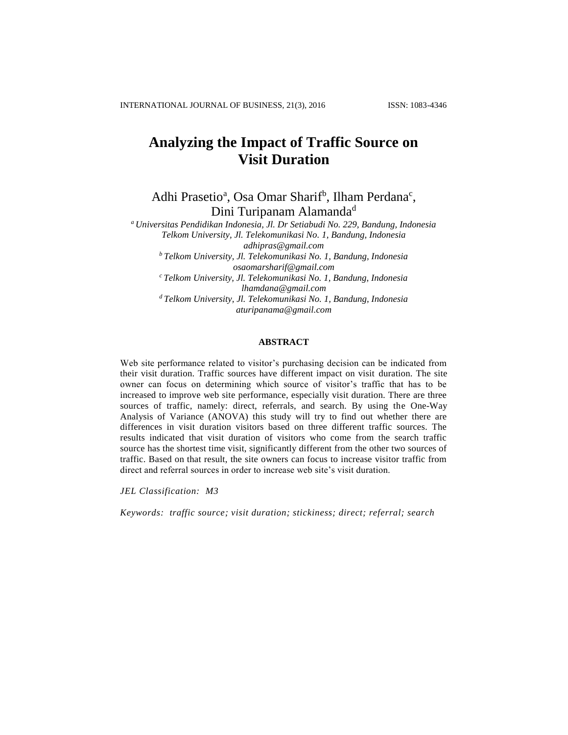# Analyzing the Impact of Traffic Source on Visit Duration

Adhi Prasetio[a], Osa Omar Sharif[b], Ilham Perdana[c], Dini Turipanam Alamanda[d]

*[a] Universitas Pendidikan Indonesia, Jl. Dr Setiabudi No. 229, Bandung, Indonesia*
*Telkom University, Jl. Telekomunikasi No. 1, Bandung, Indonesia*
*adhipras@gmail.com*
*[b] Telkom University, Jl. Telekomunikasi No. 1, Bandung, Indonesia*
*osaomarsharif@gmail.com*
*[c] Telkom University, Jl. Telekomunikasi No. 1, Bandung, Indonesia*
*lhamdana@gmail.com*
*[d] Telkom University, Jl. Telekomunikasi No. 1, Bandung, Indonesia*
*aturipanama@gmail.com*

## ABSTRACT

Web site performance related to visitor's purchasing decision can be indicated from their visit duration. Traffic sources have different impact on visit duration. The site owner can focus on determining which source of visitor's traffic that has to be increased to improve web site performance, especially visit duration. There are three sources of traffic, namely: direct, referrals, and search. By using the One-Way Analysis of Variance (ANOVA) this study will try to find out whether there are differences in visit duration visitors based on three different traffic sources. The results indicated that visit duration of visitors who come from the search traffic source has the shortest time visit, significantly different from the other two sources of traffic. Based on that result, the site owners can focus to increase visitor traffic from direct and referral sources in order to increase web site's visit duration.

*JEL Classification: M3*

*Keywords: traffic source; visit duration; stickiness; direct; referral; search*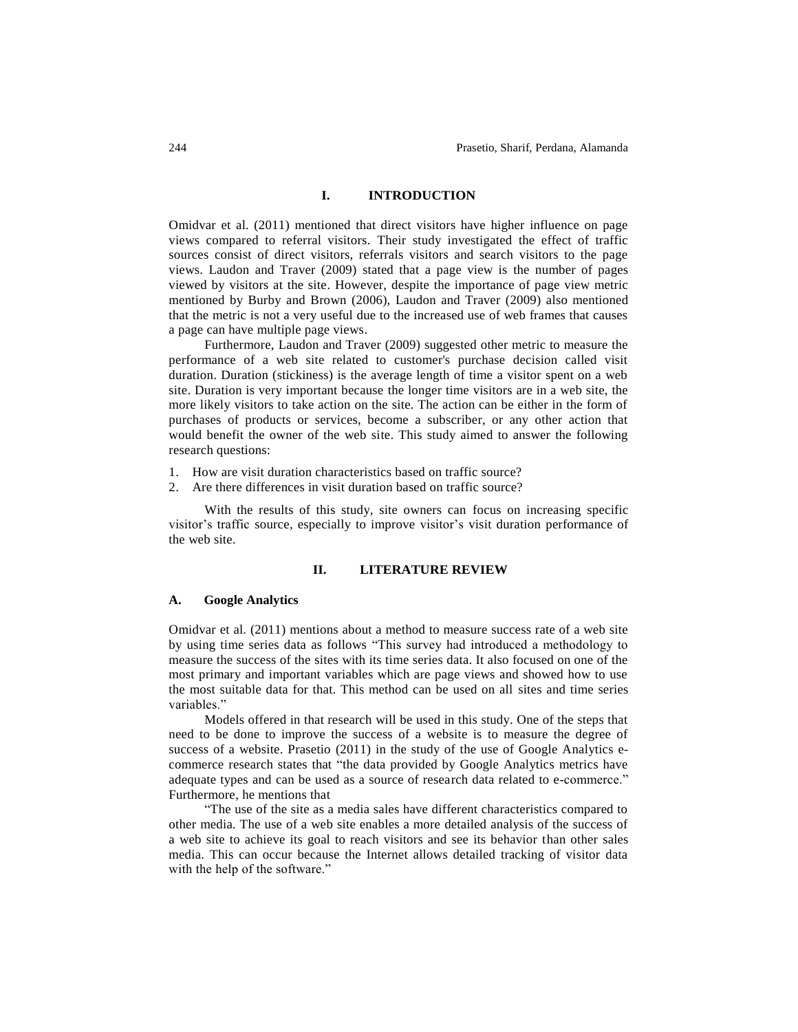## I. INTRODUCTION

Omidvar et al. (2011) mentioned that direct visitors have higher influence on page views compared to referral visitors. Their study investigated the effect of traffic sources consist of direct visitors, referrals visitors and search visitors to the page views. Laudon and Traver (2009) stated that a page view is the number of pages viewed by visitors at the site. However, despite the importance of page view metric mentioned by Burby and Brown (2006), Laudon and Traver (2009) also mentioned that the metric is not a very useful due to the increased use of web frames that causes a page can have multiple page views.

Furthermore, Laudon and Traver (2009) suggested other metric to measure the performance of a web site related to customer's purchase decision called visit duration. Duration (stickiness) is the average length of time a visitor spent on a web site. Duration is very important because the longer time visitors are in a web site, the more likely visitors to take action on the site. The action can be either in the form of purchases of products or services, become a subscriber, or any other action that would benefit the owner of the web site. This study aimed to answer the following research questions:

1. How are visit duration characteristics based on traffic source?
2. Are there differences in visit duration based on traffic source?

With the results of this study, site owners can focus on increasing specific visitor's traffic source, especially to improve visitor's visit duration performance of the web site.

## II. LITERATURE REVIEW

### A. Google Analytics

Omidvar et al. (2011) mentions about a method to measure success rate of a web site by using time series data as follows "This survey had introduced a methodology to measure the success of the sites with its time series data. It also focused on one of the most primary and important variables which are page views and showed how to use the most suitable data for that. This method can be used on all sites and time series variables."

Models offered in that research will be used in this study. One of the steps that need to be done to improve the success of a website is to measure the degree of success of a website. Prasetio (2011) in the study of the use of Google Analytics e-commerce research states that "the data provided by Google Analytics metrics have adequate types and can be used as a source of research data related to e-commerce." Furthermore, he mentions that

"The use of the site as a media sales have different characteristics compared to other media. The use of a web site enables a more detailed analysis of the success of a web site to achieve its goal to reach visitors and see its behavior than other sales media. This can occur because the Internet allows detailed tracking of visitor data with the help of the software."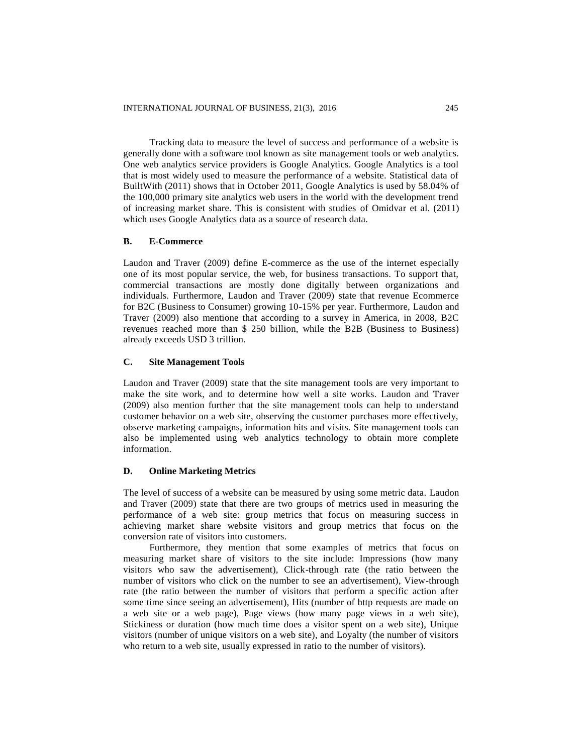Tracking data to measure the level of success and performance of a website is generally done with a software tool known as site management tools or web analytics. One web analytics service providers is Google Analytics. Google Analytics is a tool that is most widely used to measure the performance of a website. Statistical data of BuiltWith (2011) shows that in October 2011, Google Analytics is used by 58.04% of the 100,000 primary site analytics web users in the world with the development trend of increasing market share. This is consistent with studies of Omidvar et al. (2011) which uses Google Analytics data as a source of research data.

### B. E-Commerce

Laudon and Traver (2009) define E-commerce as the use of the internet especially one of its most popular service, the web, for business transactions. To support that, commercial transactions are mostly done digitally between organizations and individuals. Furthermore, Laudon and Traver (2009) state that revenue Ecommerce for B2C (Business to Consumer) growing 10-15% per year. Furthermore, Laudon and Traver (2009) also mentione that according to a survey in America, in 2008, B2C revenues reached more than $ 250 billion, while the B2B (Business to Business) already exceeds USD 3 trillion.

### C. Site Management Tools

Laudon and Traver (2009) state that the site management tools are very important to make the site work, and to determine how well a site works. Laudon and Traver (2009) also mention further that the site management tools can help to understand customer behavior on a web site, observing the customer purchases more effectively, observe marketing campaigns, information hits and visits. Site management tools can also be implemented using web analytics technology to obtain more complete information.

### D. Online Marketing Metrics

The level of success of a website can be measured by using some metric data. Laudon and Traver (2009) state that there are two groups of metrics used in measuring the performance of a web site: group metrics that focus on measuring success in achieving market share website visitors and group metrics that focus on the conversion rate of visitors into customers.

Furthermore, they mention that some examples of metrics that focus on measuring market share of visitors to the site include: Impressions (how many visitors who saw the advertisement), Click-through rate (the ratio between the number of visitors who click on the number to see an advertisement), View-through rate (the ratio between the number of visitors that perform a specific action after some time since seeing an advertisement), Hits (number of http requests are made on a web site or a web page), Page views (how many page views in a web site), Stickiness or duration (how much time does a visitor spent on a web site), Unique visitors (number of unique visitors on a web site), and Loyalty (the number of visitors who return to a web site, usually expressed in ratio to the number of visitors).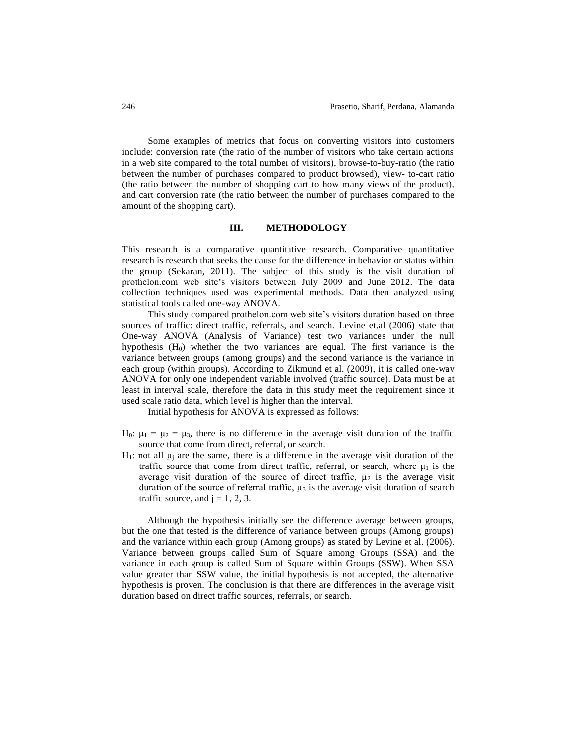Some examples of metrics that focus on converting visitors into customers include: conversion rate (the ratio of the number of visitors who take certain actions in a web site compared to the total number of visitors), browse-to-buy-ratio (the ratio between the number of purchases compared to product browsed), view- to-cart ratio (the ratio between the number of shopping cart to how many views of the product), and cart conversion rate (the ratio between the number of purchases compared to the amount of the shopping cart).

## III. METHODOLOGY

This research is a comparative quantitative research. Comparative quantitative research is research that seeks the cause for the difference in behavior or status within the group (Sekaran, 2011). The subject of this study is the visit duration of prothelon.com web site's visitors between July 2009 and June 2012. The data collection techniques used was experimental methods. Data then analyzed using statistical tools called one-way ANOVA.

This study compared prothelon.com web site's visitors duration based on three sources of traffic: direct traffic, referrals, and search. Levine et.al (2006) state that One-way ANOVA (Analysis of Variance) test two variances under the null hypothesis ($H_0$) whether the two variances are equal. The first variance is the variance between groups (among groups) and the second variance is the variance in each group (within groups). According to Zikmund et al. (2009), it is called one-way ANOVA for only one independent variable involved (traffic source). Data must be at least in interval scale, therefore the data in this study meet the requirement since it used scale ratio data, which level is higher than the interval.

Initial hypothesis for ANOVA is expressed as follows:

$H_0$: $\mu_1 = \mu_2 = \mu_3$, there is no difference in the average visit duration of the traffic source that come from direct, referral, or search.

$H_1$: not all $\mu_j$ are the same, there is a difference in the average visit duration of the traffic source that come from direct traffic, referral, or search, where $\mu_1$ is the average visit duration of the source of direct traffic, $\mu_2$ is the average visit duration of the source of referral traffic, $\mu_3$ is the average visit duration of search traffic source, and $j = 1, 2, 3$.

Although the hypothesis initially see the difference average between groups, but the one that tested is the difference of variance between groups (Among groups) and the variance within each group (Among groups) as stated by Levine et al. (2006). Variance between groups called Sum of Square among Groups (SSA) and the variance in each group is called Sum of Square within Groups (SSW). When SSA value greater than SSW value, the initial hypothesis is not accepted, the alternative hypothesis is proven. The conclusion is that there are differences in the average visit duration based on direct traffic sources, referrals, or search.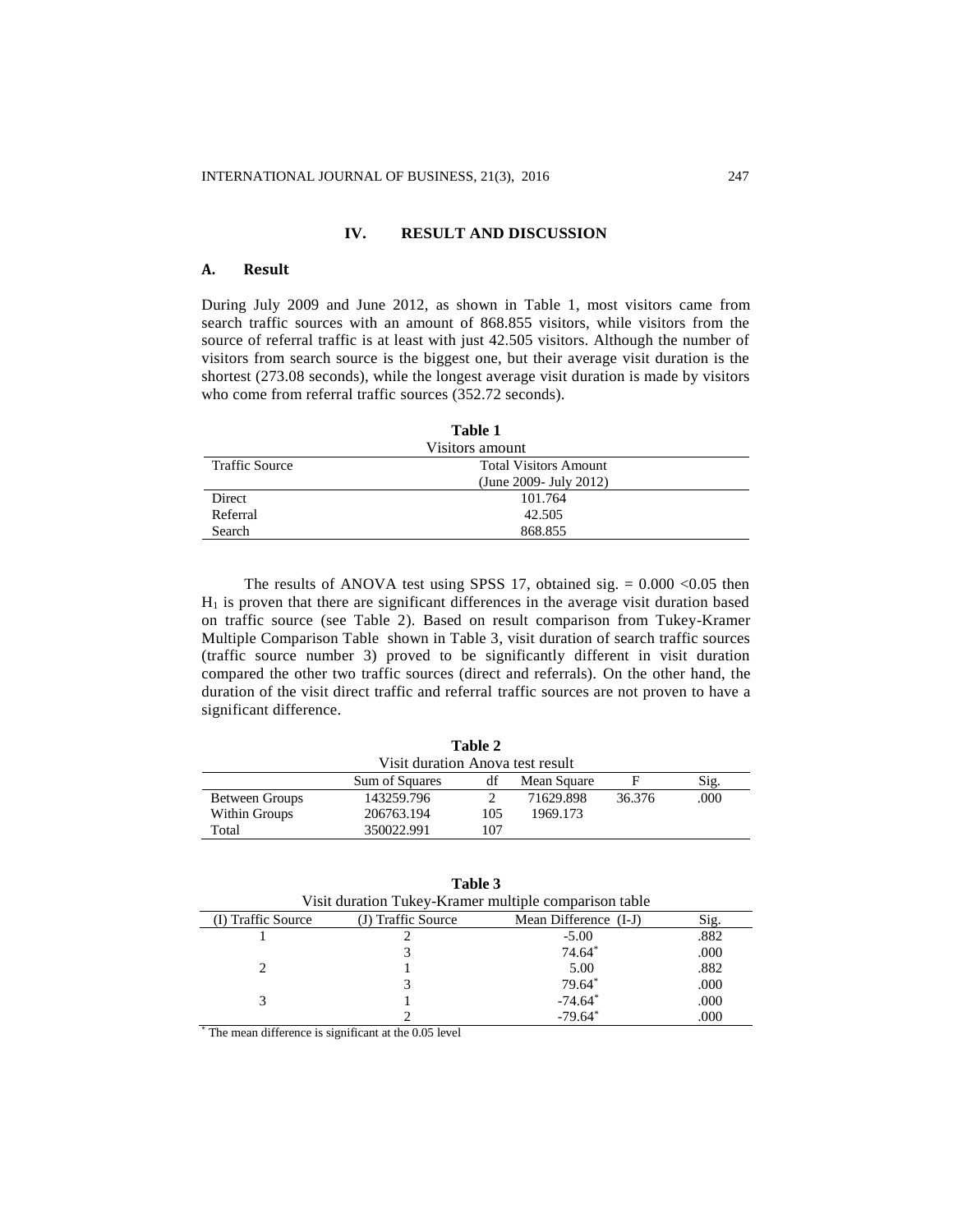## IV. RESULT AND DISCUSSION

### A. Result

During July 2009 and June 2012, as shown in Table 1, most visitors came from search traffic sources with an amount of 868.855 visitors, while visitors from the source of referral traffic is at least with just 42.505 visitors. Although the number of visitors from search source is the biggest one, but their average visit duration is the shortest (273.08 seconds), while the longest average visit duration is made by visitors who come from referral traffic sources (352.72 seconds).

**Table 1**

Visitors amount

| Traffic Source | Total Visitors Amount (June 2009- July 2012) |
|---|---|
| Direct | 101.764 |
| Referral | 42.505 |
| Search | 868.855 |

The results of ANOVA test using SPSS 17, obtained sig. = 0.000 <0.05 then $H_1$ is proven that there are significant differences in the average visit duration based on traffic source (see Table 2). Based on result comparison from Tukey-Kramer Multiple Comparison Table shown in Table 3, visit duration of search traffic sources (traffic source number 3) proved to be significantly different in visit duration compared the other two traffic sources (direct and referrals). On the other hand, the duration of the visit direct traffic and referral traffic sources are not proven to have a significant difference.

**Table 2**

Visit duration Anova test result

| | Sum of Squares | df | Mean Square | F | Sig. |
|---|---|---|---|---|---|
| Between Groups | 143259.796 | 2 | 71629.898 | 36.376 | .000 |
| Within Groups | 206763.194 | 105 | 1969.173 | | |
| Total | 350022.991 | 107 | | | |

**Table 3**

Visit duration Tukey-Kramer multiple comparison table

| (I) Traffic Source | (J) Traffic Source | Mean Difference (I-J) | Sig. |
|---|---|---|---|
| 1 | 2 | -5.00 | .882 |
| | 3 | 74.64* | .000 |
| 2 | 1 | 5.00 | .882 |
| | 3 | 79.64* | .000 |
| 3 | 1 | -74.64* | .000 |
| | 2 | -79.64* | .000 |

* The mean difference is significant at the 0.05 level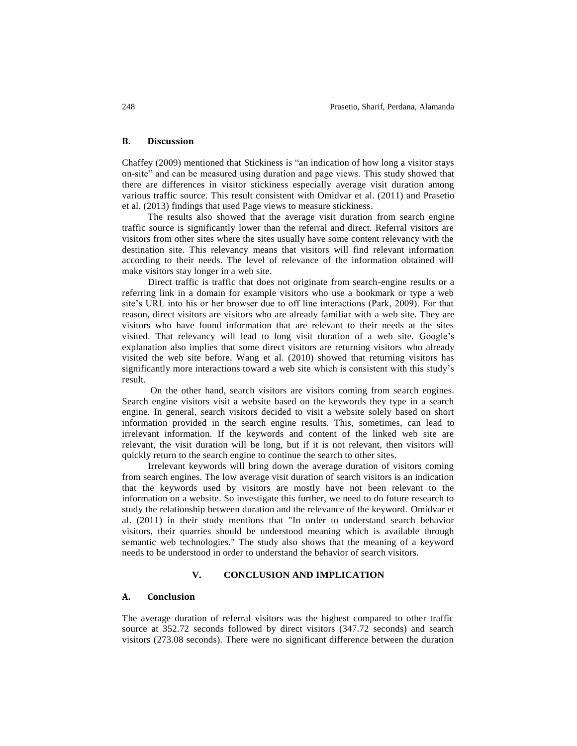### B. Discussion

Chaffey (2009) mentioned that Stickiness is "an indication of how long a visitor stays on-site" and can be measured using duration and page views. This study showed that there are differences in visitor stickiness especially average visit duration among various traffic source. This result consistent with Omidvar et al. (2011) and Prasetio et al. (2013) findings that used Page views to measure stickiness.

The results also showed that the average visit duration from search engine traffic source is significantly lower than the referral and direct. Referral visitors are visitors from other sites where the sites usually have some content relevancy with the destination site. This relevancy means that visitors will find relevant information according to their needs. The level of relevance of the information obtained will make visitors stay longer in a web site.

Direct traffic is traffic that does not originate from search-engine results or a referring link in a domain for example visitors who use a bookmark or type a web site's URL into his or her browser due to off line interactions (Park, 2009). For that reason, direct visitors are visitors who are already familiar with a web site. They are visitors who have found information that are relevant to their needs at the sites visited. That relevancy will lead to long visit duration of a web site. Google's explanation also implies that some direct visitors are returning visitors who already visited the web site before. Wang et al. (2010) showed that returning visitors has significantly more interactions toward a web site which is consistent with this study's result.

On the other hand, search visitors are visitors coming from search engines. Search engine visitors visit a website based on the keywords they type in a search engine. In general, search visitors decided to visit a website solely based on short information provided in the search engine results. This, sometimes, can lead to irrelevant information. If the keywords and content of the linked web site are relevant, the visit duration will be long, but if it is not relevant, then visitors will quickly return to the search engine to continue the search to other sites.

Irrelevant keywords will bring down the average duration of visitors coming from search engines. The low average visit duration of search visitors is an indication that the keywords used by visitors are mostly have not been relevant to the information on a website. So investigate this further, we need to do future research to study the relationship between duration and the relevance of the keyword. Omidvar et al. (2011) in their study mentions that "In order to understand search behavior visitors, their quarries should be understood meaning which is available through semantic web technologies." The study also shows that the meaning of a keyword needs to be understood in order to understand the behavior of search visitors.

## V. CONCLUSION AND IMPLICATION

### A. Conclusion

The average duration of referral visitors was the highest compared to other traffic source at 352.72 seconds followed by direct visitors (347.72 seconds) and search visitors (273.08 seconds). There were no significant difference between the duration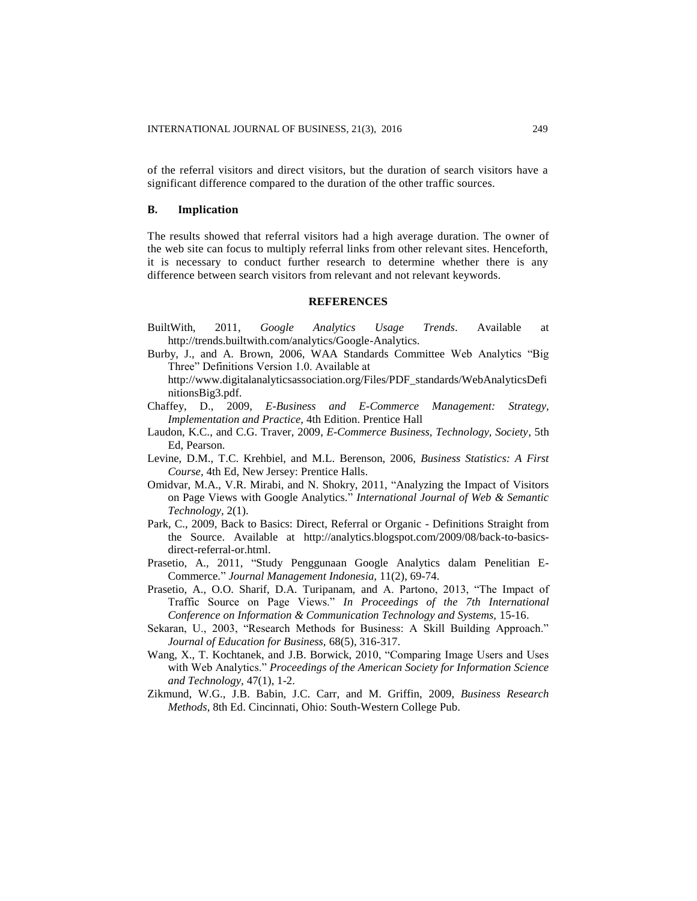of the referral visitors and direct visitors, but the duration of search visitors have a significant difference compared to the duration of the other traffic sources.

### B. Implication

The results showed that referral visitors had a high average duration. The owner of the web site can focus to multiply referral links from other relevant sites. Henceforth, it is necessary to conduct further research to determine whether there is any difference between search visitors from relevant and not relevant keywords.

## REFERENCES

BuiltWith, 2011, *Google Analytics Usage Trends*. Available at http://trends.builtwith.com/analytics/Google-Analytics.

Burby, J., and A. Brown, 2006, WAA Standards Committee Web Analytics "Big Three" Definitions Version 1.0. Available at http://www.digitalanalyticsassociation.org/Files/PDF_standards/WebAnalyticsDefinitionsBig3.pdf.

Chaffey, D., 2009, *E-Business and E-Commerce Management: Strategy, Implementation and Practice,* 4th Edition. Prentice Hall

Laudon, K.C., and C.G. Traver, 2009, *E-Commerce Business, Technology, Society*, 5th Ed, Pearson.

Levine, D.M., T.C. Krehbiel, and M.L. Berenson, 2006, *Business Statistics: A First Course*, 4th Ed, New Jersey: Prentice Halls.

Omidvar, M.A., V.R. Mirabi, and N. Shokry, 2011, "Analyzing the Impact of Visitors on Page Views with Google Analytics." *International Journal of Web & Semantic Technology,* 2(1).

Park, C., 2009, Back to Basics: Direct, Referral or Organic - Definitions Straight from the Source. Available at http://analytics.blogspot.com/2009/08/back-to-basics-direct-referral-or.html.

Prasetio, A., 2011, "Study Penggunaan Google Analytics dalam Penelitian E-Commerce." *Journal Management Indonesia,* 11(2), 69-74.

Prasetio, A., O.O. Sharif, D.A. Turipanam, and A. Partono, 2013, "The Impact of Traffic Source on Page Views." *In Proceedings of the 7th International Conference on Information & Communication Technology and Systems,* 15-16.

Sekaran, U., 2003, "Research Methods for Business: A Skill Building Approach." *Journal of Education for Business,* 68(5), 316-317.

Wang, X., T. Kochtanek, and J.B. Borwick, 2010, "Comparing Image Users and Uses with Web Analytics." *Proceedings of the American Society for Information Science and Technology*, 47(1), 1-2.

Zikmund, W.G., J.B. Babin, J.C. Carr, and M. Griffin, 2009, *Business Research Methods*, 8th Ed. Cincinnati, Ohio: South-Western College Pub.